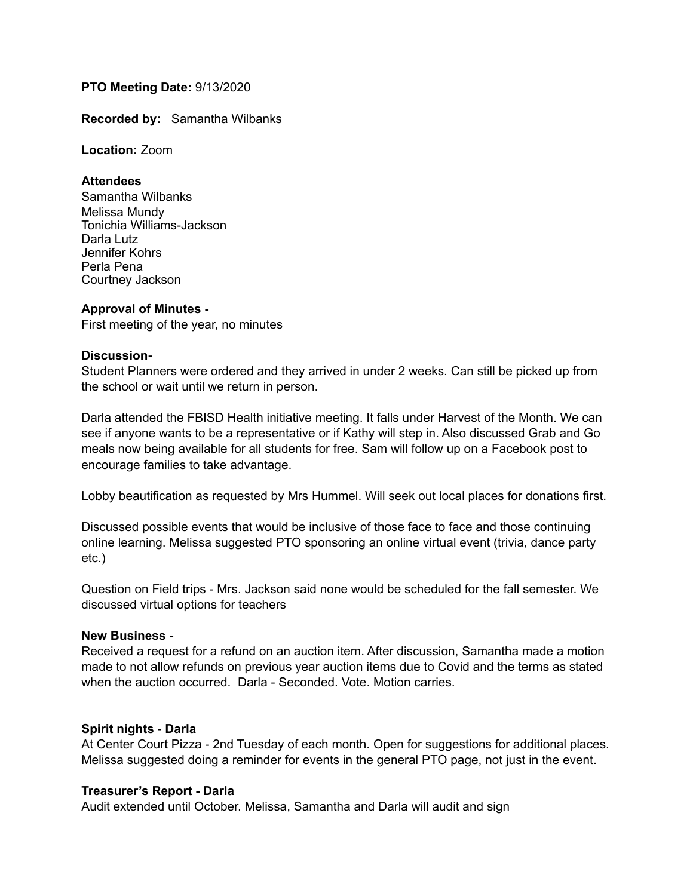**PTO Meeting Date:** 9/13/2020

**Recorded by:** Samantha Wilbanks

**Location:** Zoom

**Attendees**

Samantha Wilbanks
Melissa Mundy
Tonichia Williams-Jackson
Darla Lutz
Jennifer Kohrs
Perla Pena
Courtney Jackson

**Approval of Minutes -**

First meeting of the year, no minutes

**Discussion-**

Student Planners were ordered and they arrived in under 2 weeks. Can still be picked up from the school or wait until we return in person.

Darla attended the FBISD Health initiative meeting. It falls under Harvest of the Month. We can see if anyone wants to be a representative or if Kathy will step in. Also discussed Grab and Go meals now being available for all students for free. Sam will follow up on a Facebook post to encourage families to take advantage.

Lobby beautification as requested by Mrs Hummel. Will seek out local places for donations first.

Discussed possible events that would be inclusive of those face to face and those continuing online learning. Melissa suggested PTO sponsoring an online virtual event (trivia, dance party etc.)

Question on Field trips - Mrs. Jackson said none would be scheduled for the fall semester. We discussed virtual options for teachers

**New Business -**

Received a request for a refund on an auction item. After discussion, Samantha made a motion made to not allow refunds on previous year auction items due to Covid and the terms as stated when the auction occurred. Darla - Seconded. Vote. Motion carries.

**Spirit nights** - **Darla**

At Center Court Pizza - 2nd Tuesday of each month. Open for suggestions for additional places. Melissa suggested doing a reminder for events in the general PTO page, not just in the event.

**Treasurer's Report - Darla**

Audit extended until October. Melissa, Samantha and Darla will audit and sign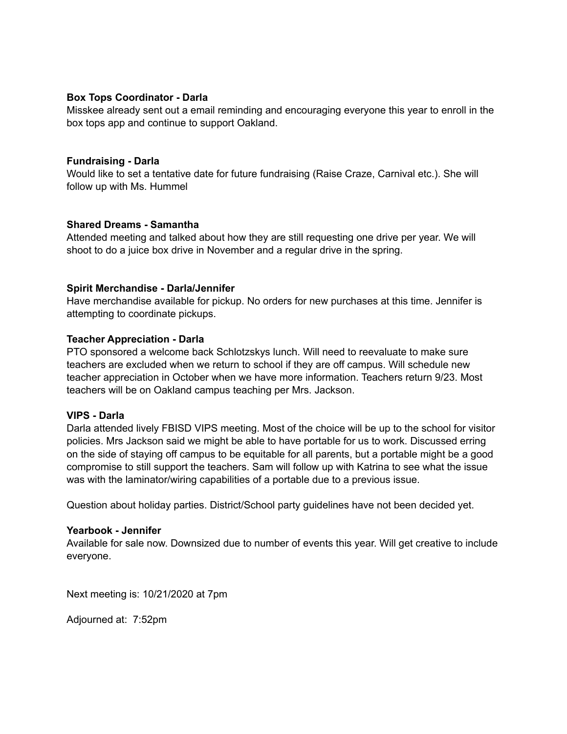**Box Tops Coordinator - Darla**
Misskee already sent out a email reminding and encouraging everyone this year to enroll in the box tops app and continue to support Oakland.

**Fundraising - Darla**
Would like to set a tentative date for future fundraising (Raise Craze, Carnival etc.). She will follow up with Ms. Hummel

**Shared Dreams - Samantha**
Attended meeting and talked about how they are still requesting one drive per year. We will shoot to do a juice box drive in November and a regular drive in the spring.

**Spirit Merchandise - Darla/Jennifer**
Have merchandise available for pickup. No orders for new purchases at this time. Jennifer is attempting to coordinate pickups.

**Teacher Appreciation - Darla**
PTO sponsored a welcome back Schlotzskys lunch. Will need to reevaluate to make sure teachers are excluded when we return to school if they are off campus. Will schedule new teacher appreciation in October when we have more information. Teachers return 9/23. Most teachers will be on Oakland campus teaching per Mrs. Jackson.

**VIPS - Darla**
Darla attended lively FBISD VIPS meeting. Most of the choice will be up to the school for visitor policies. Mrs Jackson said we might be able to have portable for us to work. Discussed erring on the side of staying off campus to be equitable for all parents, but a portable might be a good compromise to still support the teachers. Sam will follow up with Katrina to see what the issue was with the laminator/wiring capabilities of a portable due to a previous issue.

Question about holiday parties. District/School party guidelines have not been decided yet.

**Yearbook - Jennifer**
Available for sale now. Downsized due to number of events this year. Will get creative to include everyone.

Next meeting is: 10/21/2020 at 7pm

Adjourned at: 7:52pm